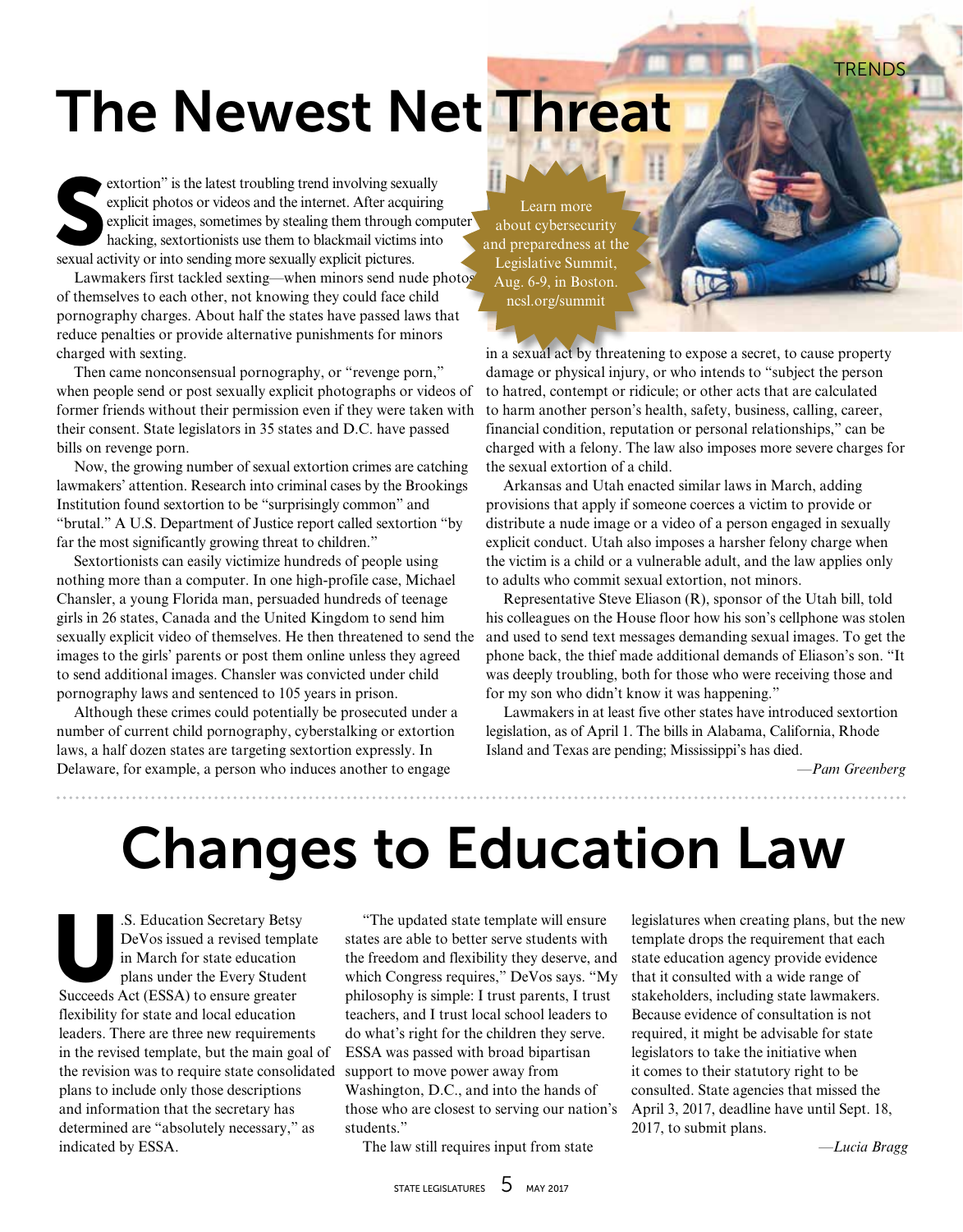# The Newest Net Threat

"Sextortion" is the latest troubling trend involving sexually explicit photos or videos and the internet. After acquiring explicit images, sometimes by stealing them through computer hacking, sextortionists use them to blackmail victims into sexual activity or into sending more sexually explicit pictures.

Lawmakers first tackled sexting—when minors send nude photos of themselves to each other, not knowing they could face child pornography charges. About half the states have passed laws that reduce penalties or provide alternative punishments for minors charged with sexting.

Then came nonconsensual pornography, or "revenge porn," when people send or post sexually explicit photographs or videos of former friends without their permission even if they were taken with their consent. State legislators in 35 states and D.C. have passed bills on revenge porn.

Now, the growing number of sexual extortion crimes are catching lawmakers' attention. Research into criminal cases by the Brookings Institution found sextortion to be "surprisingly common" and "brutal." A U.S. Department of Justice report called sextortion "by far the most significantly growing threat to children."

Sextortionists can easily victimize hundreds of people using nothing more than a computer. In one high-profile case, Michael Chansler, a young Florida man, persuaded hundreds of teenage girls in 26 states, Canada and the United Kingdom to send him sexually explicit video of themselves. He then threatened to send the images to the girls' parents or post them online unless they agreed to send additional images. Chansler was convicted under child pornography laws and sentenced to 105 years in prison.

Although these crimes could potentially be prosecuted under a number of current child pornography, cyberstalking or extortion laws, a half dozen states are targeting sextortion expressly. In Delaware, for example, a person who induces another to engage in a sexual act by threatening to expose a secret, to cause property damage or physical injury, or who intends to "subject the person to hatred, contempt or ridicule; or other acts that are calculated to harm another person's health, safety, business, calling, career, financial condition, reputation or personal relationships," can be charged with a felony. The law also imposes more severe charges for the sexual extortion of a child.

Learn more about cybersecurity and preparedness at the Legislative Summit, Aug. 6-9, in Boston. ncsl.org/summit

Arkansas and Utah enacted similar laws in March, adding provisions that apply if someone coerces a victim to provide or distribute a nude image or a video of a person engaged in sexually explicit conduct. Utah also imposes a harsher felony charge when the victim is a child or a vulnerable adult, and the law applies only to adults who commit sexual extortion, not minors.

Representative Steve Eliason (R), sponsor of the Utah bill, told his colleagues on the House floor how his son's cellphone was stolen and used to send text messages demanding sexual images. To get the phone back, the thief made additional demands of Eliason's son. "It was deeply troubling, both for those who were receiving those and for my son who didn't know it was happening."

Lawmakers in at least five other states have introduced sextortion legislation, as of April 1. The bills in Alabama, California, Rhode Island and Texas are pending; Mississippi's has died.

*—Pam Greenberg*

# Changes to Education Law

U.S. Education Secretary Betsy DeVos issued a revised template in March for state education plans under the Every Student Succeeds Act (ESSA) to ensure greater flexibility for state and local education leaders. There are three new requirements in the revised template, but the main goal of the revision was to require state consolidated plans to include only those descriptions and information that the secretary has determined are "absolutely necessary," as indicated by ESSA.

"The updated state template will ensure states are able to better serve students with the freedom and flexibility they deserve, and which Congress requires," DeVos says. "My philosophy is simple: I trust parents, I trust teachers, and I trust local school leaders to do what's right for the children they serve. ESSA was passed with broad bipartisan support to move power away from Washington, D.C., and into the hands of those who are closest to serving our nation's students."

The law still requires input from state legislatures when creating plans, but the new template drops the requirement that each state education agency provide evidence that it consulted with a wide range of stakeholders, including state lawmakers. Because evidence of consultation is not required, it might be advisable for state legislators to take the initiative when it comes to their statutory right to be consulted. State agencies that missed the April 3, 2017, deadline have until Sept. 18, 2017, to submit plans.

*—Lucia Bragg*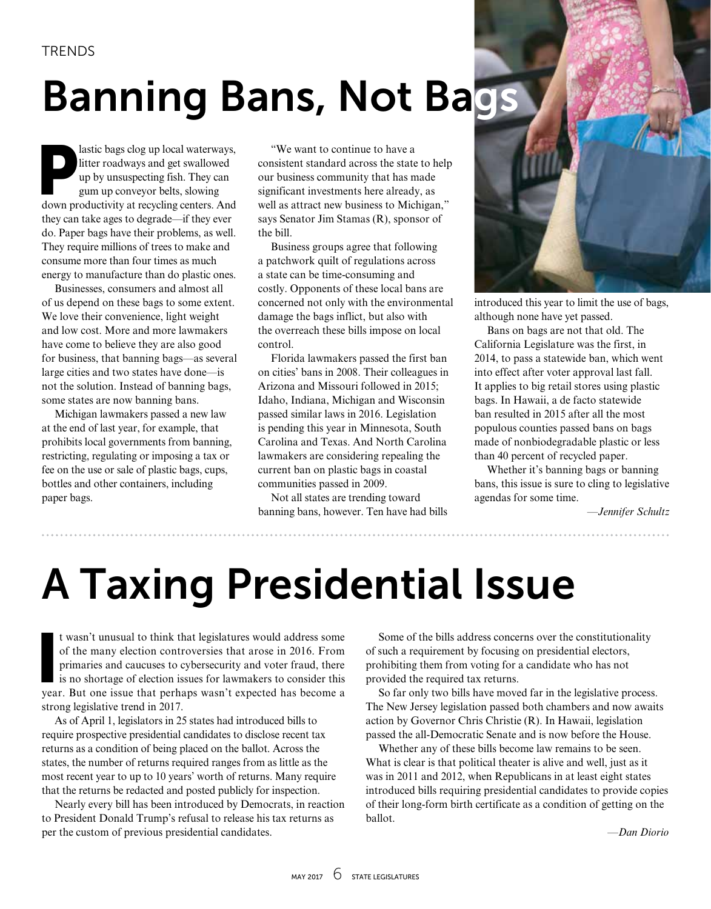TRENDS

# Banning Bans, Not Bags

Plastic bags clog up local waterways, litter roadways and get swallowed up by unsuspecting fish. They can gum up conveyor belts, slowing down productivity at recycling centers. And they can take ages to degrade—if they ever do. Paper bags have their problems, as well. They require millions of trees to make and consume more than four times as much energy to manufacture than do plastic ones.

Businesses, consumers and almost all of us depend on these bags to some extent. We love their convenience, light weight and low cost. More and more lawmakers have come to believe they are also good for business, that banning bags—as several large cities and two states have done—is not the solution. Instead of banning bags, some states are now banning bans.

Michigan lawmakers passed a new law at the end of last year, for example, that prohibits local governments from banning, restricting, regulating or imposing a tax or fee on the use or sale of plastic bags, cups, bottles and other containers, including paper bags.

"We want to continue to have a consistent standard across the state to help our business community that has made significant investments here already, as well as attract new business to Michigan," says Senator Jim Stamas (R), sponsor of the bill.

Business groups agree that following a patchwork quilt of regulations across a state can be time-consuming and costly. Opponents of these local bans are concerned not only with the environmental damage the bags inflict, but also with the overreach these bills impose on local control.

Florida lawmakers passed the first ban on cities' bans in 2008. Their colleagues in Arizona and Missouri followed in 2015; Idaho, Indiana, Michigan and Wisconsin passed similar laws in 2016. Legislation is pending this year in Minnesota, South Carolina and Texas. And North Carolina lawmakers are considering repealing the current ban on plastic bags in coastal communities passed in 2009.

Not all states are trending toward banning bans, however. Ten have had bills introduced this year to limit the use of bags, although none have yet passed.

Bans on bags are not that old. The California Legislature was the first, in 2014, to pass a statewide ban, which went into effect after voter approval last fall. It applies to big retail stores using plastic bags. In Hawaii, a de facto statewide ban resulted in 2015 after all the most populous counties passed bans on bags made of nonbiodegradable plastic or less than 40 percent of recycled paper.

Whether it's banning bags or banning bans, this issue is sure to cling to legislative agendas for some time.

*—Jennifer Schultz*

# A Taxing Presidential Issue

It wasn't unusual to think that legislatures would address some of the many election controversies that arose in 2016. From primaries and caucuses to cybersecurity and voter fraud, there is no shortage of election issues for lawmakers to consider this year. But one issue that perhaps wasn't expected has become a strong legislative trend in 2017.

As of April 1, legislators in 25 states had introduced bills to require prospective presidential candidates to disclose recent tax returns as a condition of being placed on the ballot. Across the states, the number of returns required ranges from as little as the most recent year to up to 10 years' worth of returns. Many require that the returns be redacted and posted publicly for inspection.

Nearly every bill has been introduced by Democrats, in reaction to President Donald Trump's refusal to release his tax returns as per the custom of previous presidential candidates.

Some of the bills address concerns over the constitutionality of such a requirement by focusing on presidential electors, prohibiting them from voting for a candidate who has not provided the required tax returns.

So far only two bills have moved far in the legislative process. The New Jersey legislation passed both chambers and now awaits action by Governor Chris Christie (R). In Hawaii, legislation passed the all-Democratic Senate and is now before the House.

Whether any of these bills become law remains to be seen. What is clear is that political theater is alive and well, just as it was in 2011 and 2012, when Republicans in at least eight states introduced bills requiring presidential candidates to provide copies of their long-form birth certificate as a condition of getting on the ballot.

*—Dan Diorio*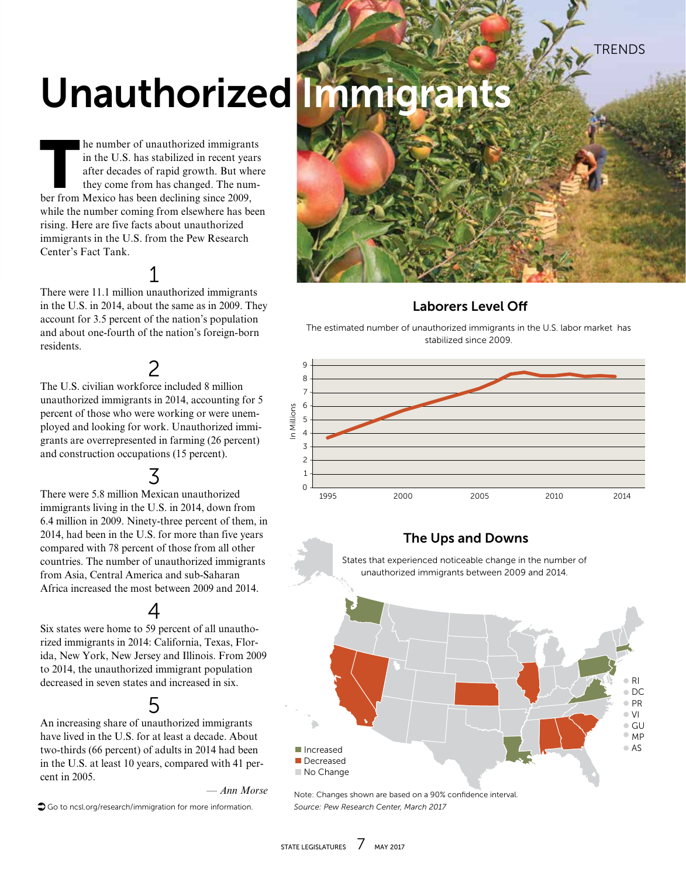# Unauthorized Immigrants

The number of unauthorized immigrants in the U.S. has stabilized in recent years after decades of rapid growth. But where they come from has changed. The number from Mexico has been declining since 2009, while the number coming from elsewhere has been rising. Here are five facts about unauthorized immigrants in the U.S. from the Pew Research Center's Fact Tank.

## 1

There were 11.1 million unauthorized immigrants in the U.S. in 2014, about the same as in 2009. They account for 3.5 percent of the nation's population and about one-fourth of the nation's foreign-born residents.

## 2

The U.S. civilian workforce included 8 million unauthorized immigrants in 2014, accounting for 5 percent of those who were working or were unemployed and looking for work. Unauthorized immigrants are overrepresented in farming (26 percent) and construction occupations (15 percent).

## 3

There were 5.8 million Mexican unauthorized immigrants living in the U.S. in 2014, down from 6.4 million in 2009. Ninety-three percent of them, in 2014, had been in the U.S. for more than five years compared with 78 percent of those from all other countries. The number of unauthorized immigrants from Asia, Central America and sub-Saharan Africa increased the most between 2009 and 2014.

## 4

Six states were home to 59 percent of all unauthorized immigrants in 2014: California, Texas, Florida, New York, New Jersey and Illinois. From 2009 to 2014, the unauthorized immigrant population decreased in seven states and increased in six.

## 5

An increasing share of unauthorized immigrants have lived in the U.S. for at least a decade. About two-thirds (66 percent) of adults in 2014 had been in the U.S. at least 10 years, compared with 41 percent in 2005.

*— Ann Morse*

Go to ncsl.org/research/immigration for more information.

### Laborers Level Off

The estimated number of unauthorized immigrants in the U.S. labor market has stabilized since 2009.

In Millions
0
1
2
3
4
5
6
7
8
9
1995
2000
2005
2010
2014

### The Ups and Downs

States that experienced noticeable change in the number of unauthorized immigrants between 2009 and 2014.

RI
DC
PR
VI
GU
MP
AS

Increased
Decreased
No Change

Note: Changes shown are based on a 90% confidence interval.

*Source: Pew Research Center, March 2017*